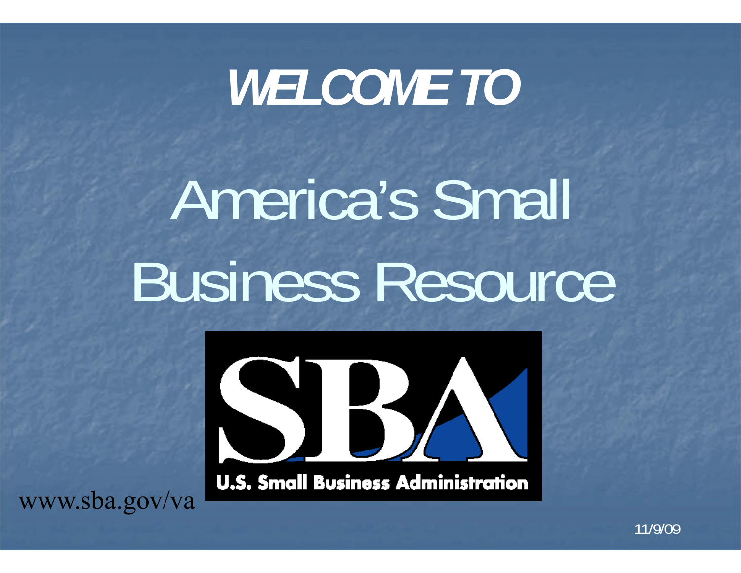# WELCOME TO

# America's Small Business Resource

SBA

U.S. Small Business Administration

www.sba.gov/va

11/9/09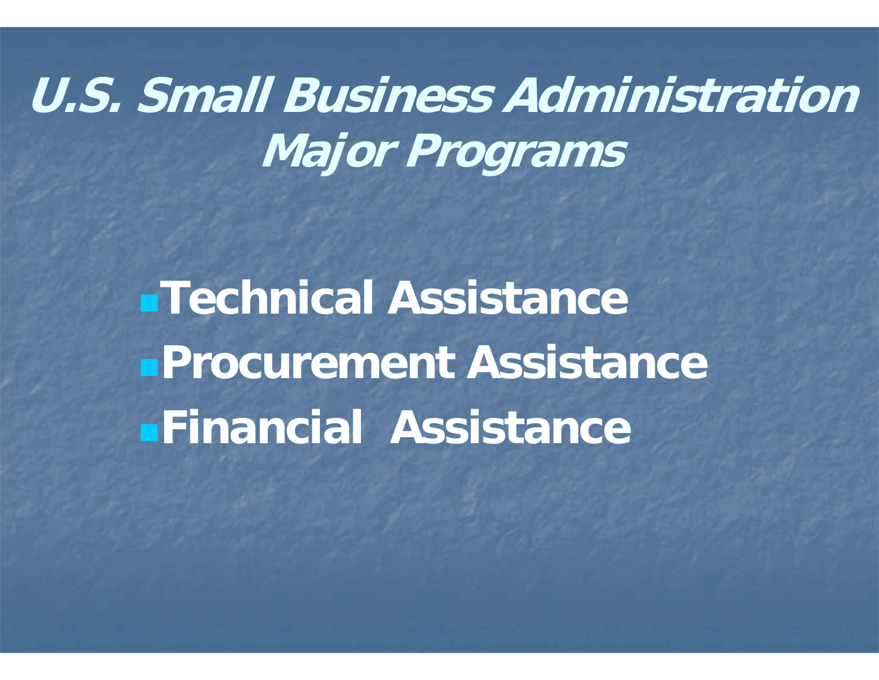# *U.S. Small Business Administration Major Programs*

- **Technical Assistance**
- **Procurement Assistance**
- **Financial Assistance**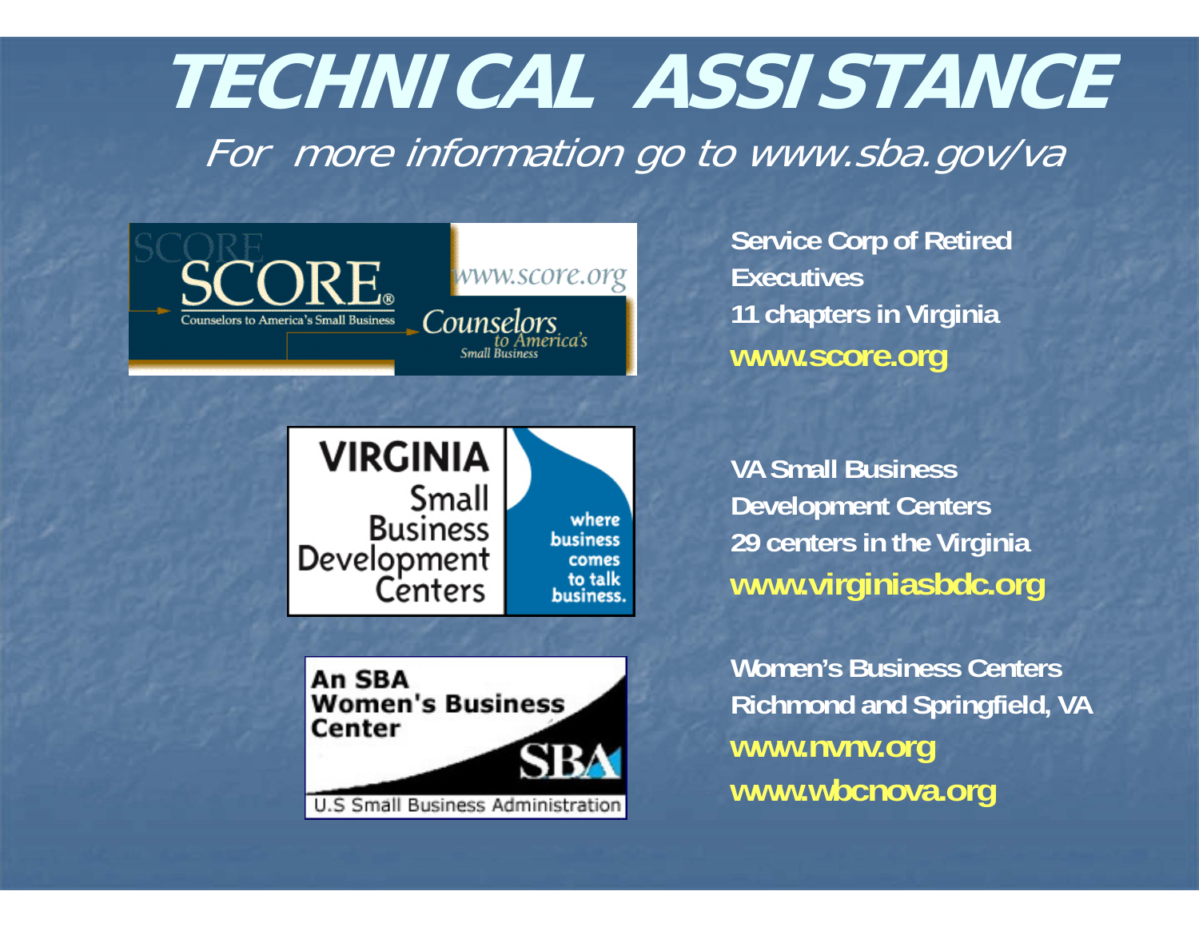# TECHNICAL ASSISTANCE

*For more information go to www.sba.gov/va*

**Service Corp of Retired Executives**
**11 chapters in Virginia**
**www.score.org**

**VA Small Business Development Centers**
**29 centers in the Virginia**
**www.virginiasbdc.org**

**Women's Business Centers**
**Richmond and Springfield, VA**
**www.nvnv.org**
**www.wbcnova.org**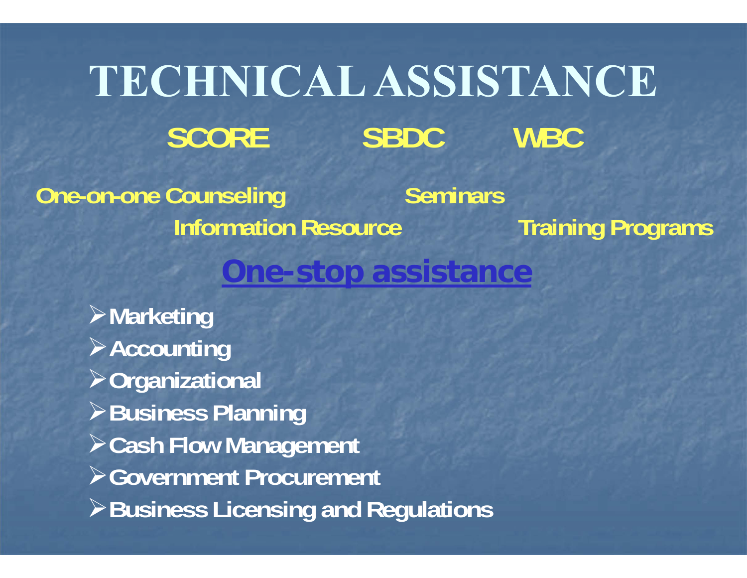# TECHNICAL ASSISTANCE

**SCORE SBDC WBC**

**One-on-one Counseling Seminars**

**Information Resource Training Programs**

## One-stop assistance

- **Marketing**
- **Accounting**
- **Organizational**
- **Business Planning**
- **Cash Flow Management**
- **Government Procurement**
- **Business Licensing and Regulations**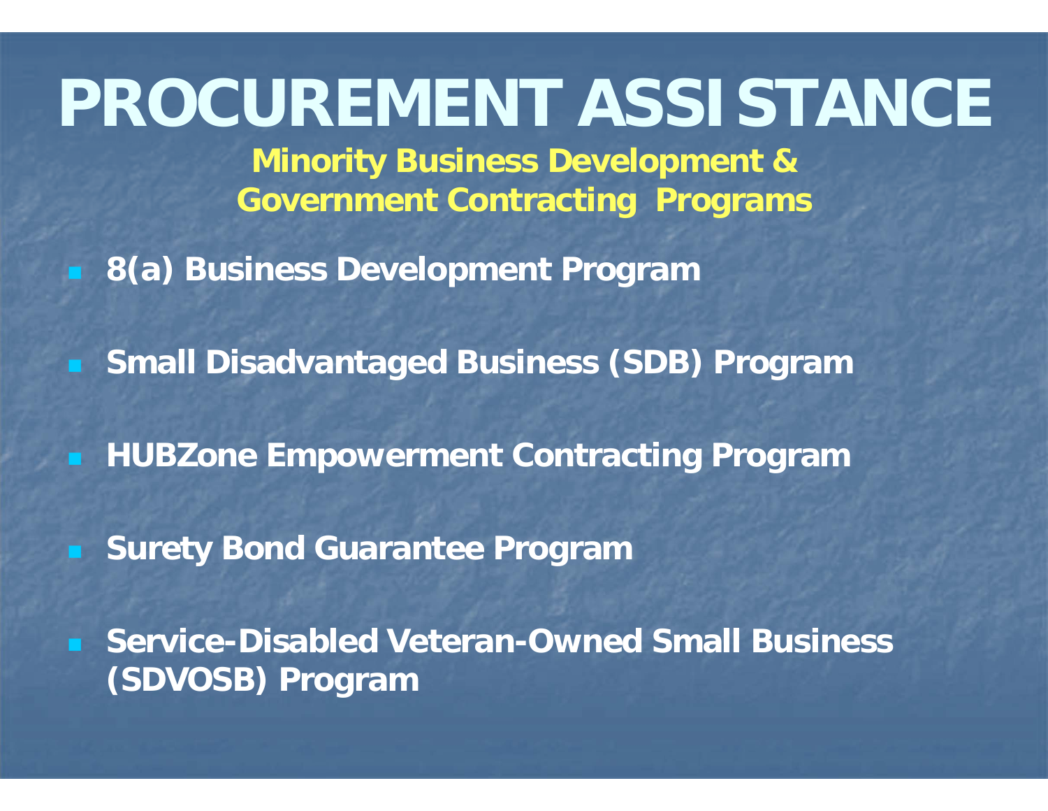# PROCUREMENT ASSISTANCE

## Minority Business Development & Government Contracting Programs

- **8(a) Business Development Program**
- **Small Disadvantaged Business (SDB) Program**
- **HUBZone Empowerment Contracting Program**
- **Surety Bond Guarantee Program**
- **Service-Disabled Veteran-Owned Small Business (SDVOSB) Program**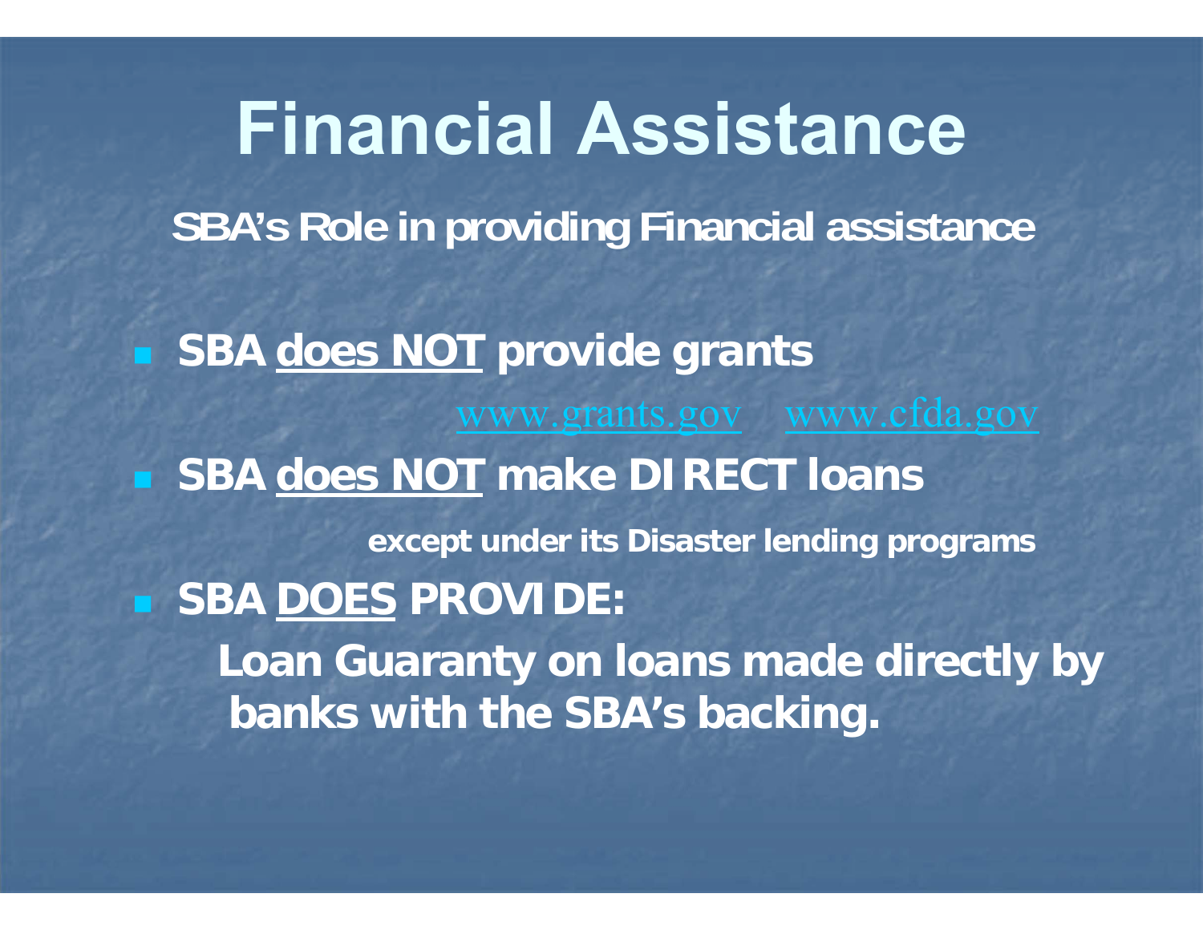# Financial Assistance

**SBA's Role in providing Financial assistance**

- **SBA <u>does NOT</u> provide grants**

  www.grants.gov www.cfda.gov

- **SBA <u>does NOT</u> make DIRECT loans**

  **except under its Disaster lending programs**

- **SBA <u>DOES</u> PROVIDE:**

  **Loan Guaranty on loans made directly by banks with the SBA's backing.**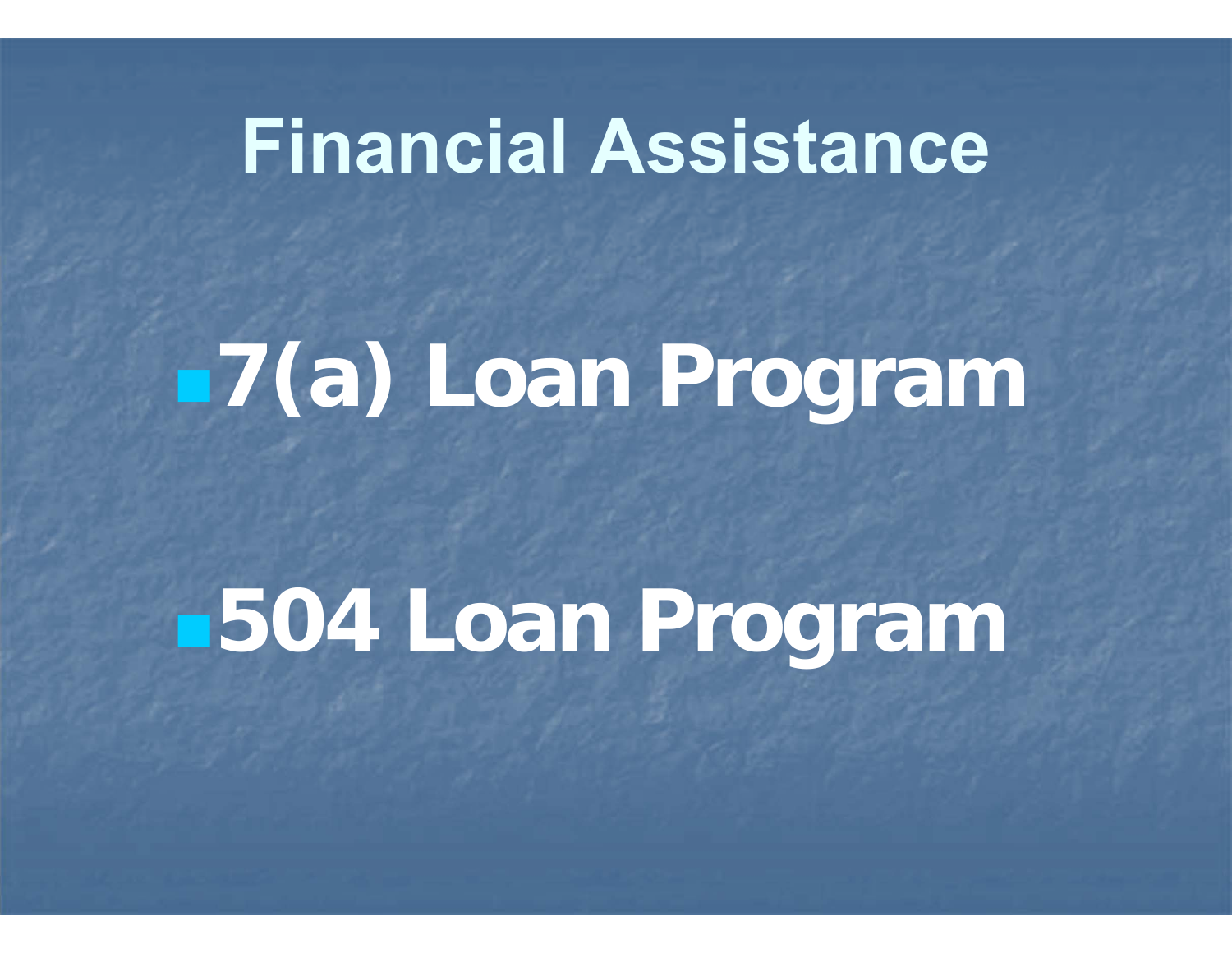# Financial Assistance

- **7(a) Loan Program**
- **504 Loan Program**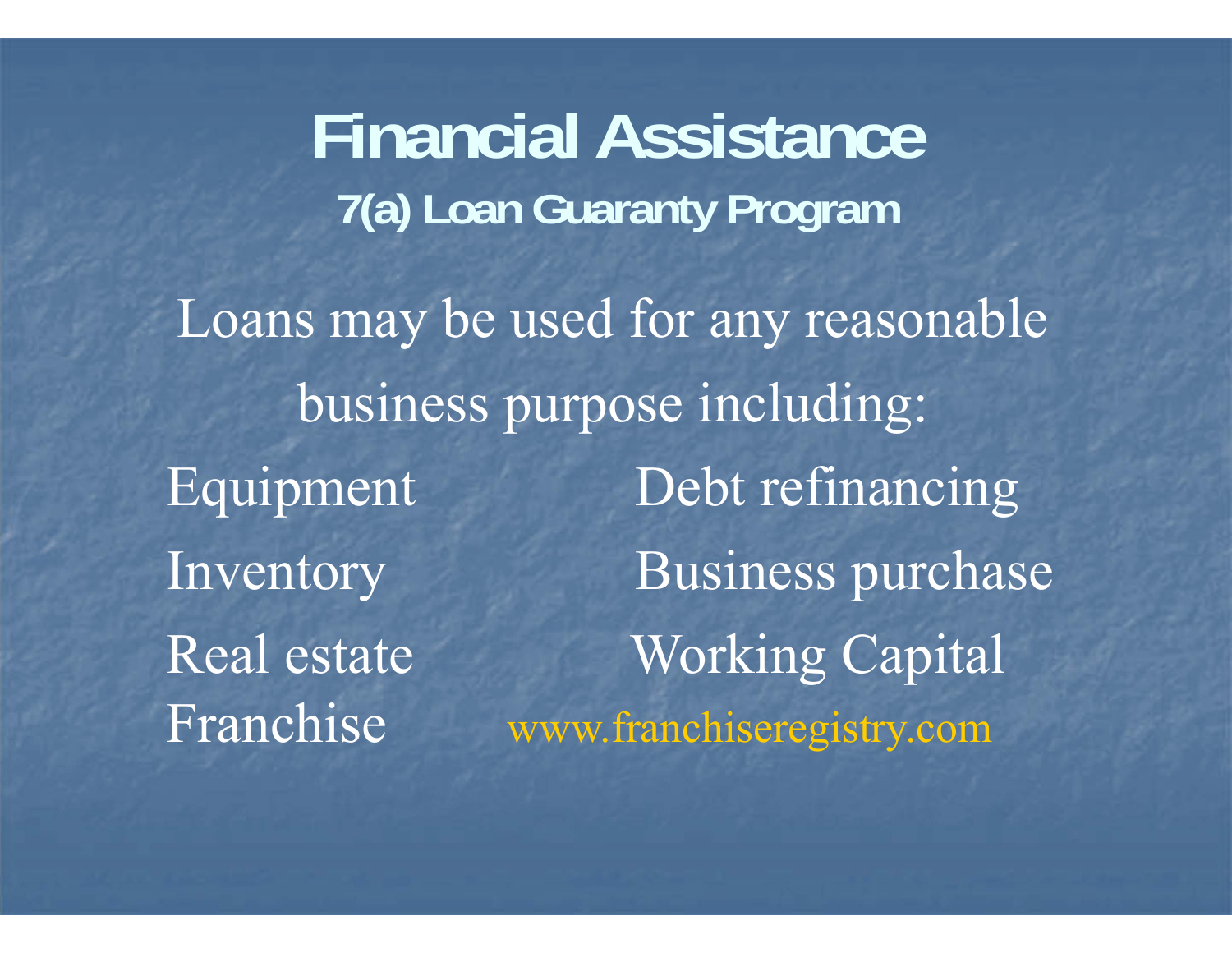# Financial Assistance

## 7(a) Loan Guaranty Program

Loans may be used for any reasonable business purpose including:

- Equipment
- Inventory
- Real estate
- Franchise
- Debt refinancing
- Business purchase
- Working Capital

www.franchiseregistry.com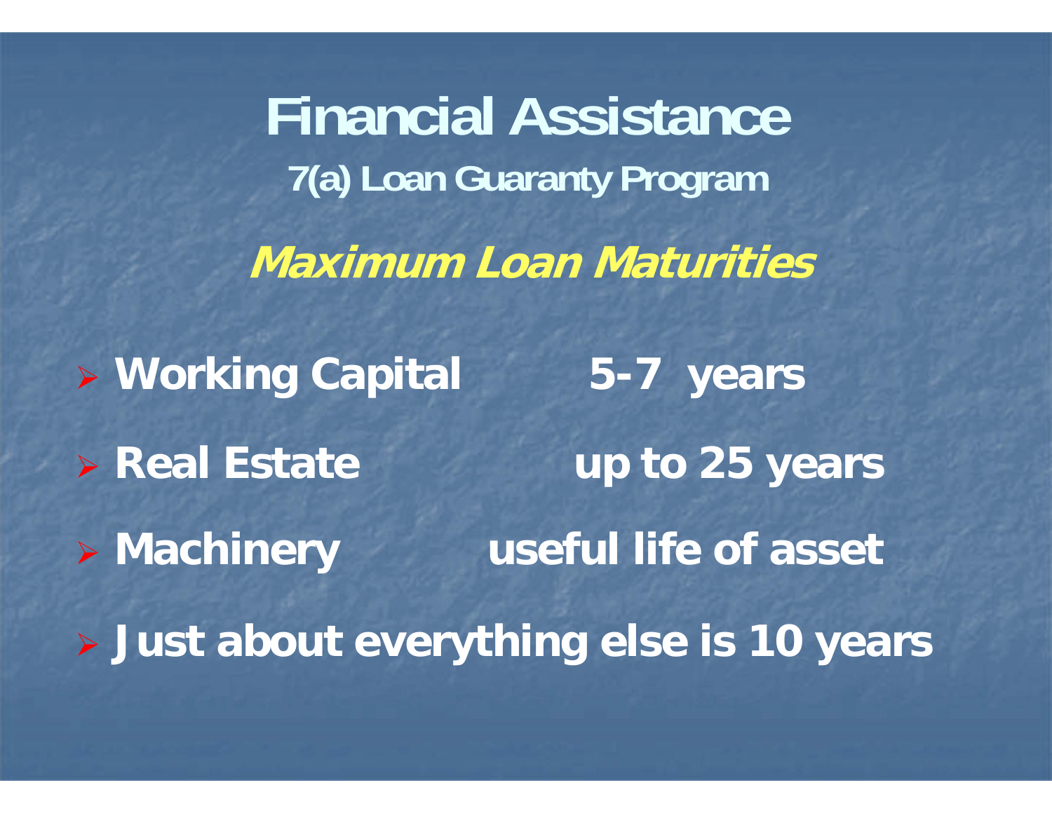# Financial Assistance

## 7(a) Loan Guaranty Program

### *Maximum Loan Maturities*

- **Working Capital** — **5-7 years**
- **Real Estate** — **up to 25 years**
- **Machinery** — **useful life of asset**
- **Just about everything else is 10 years**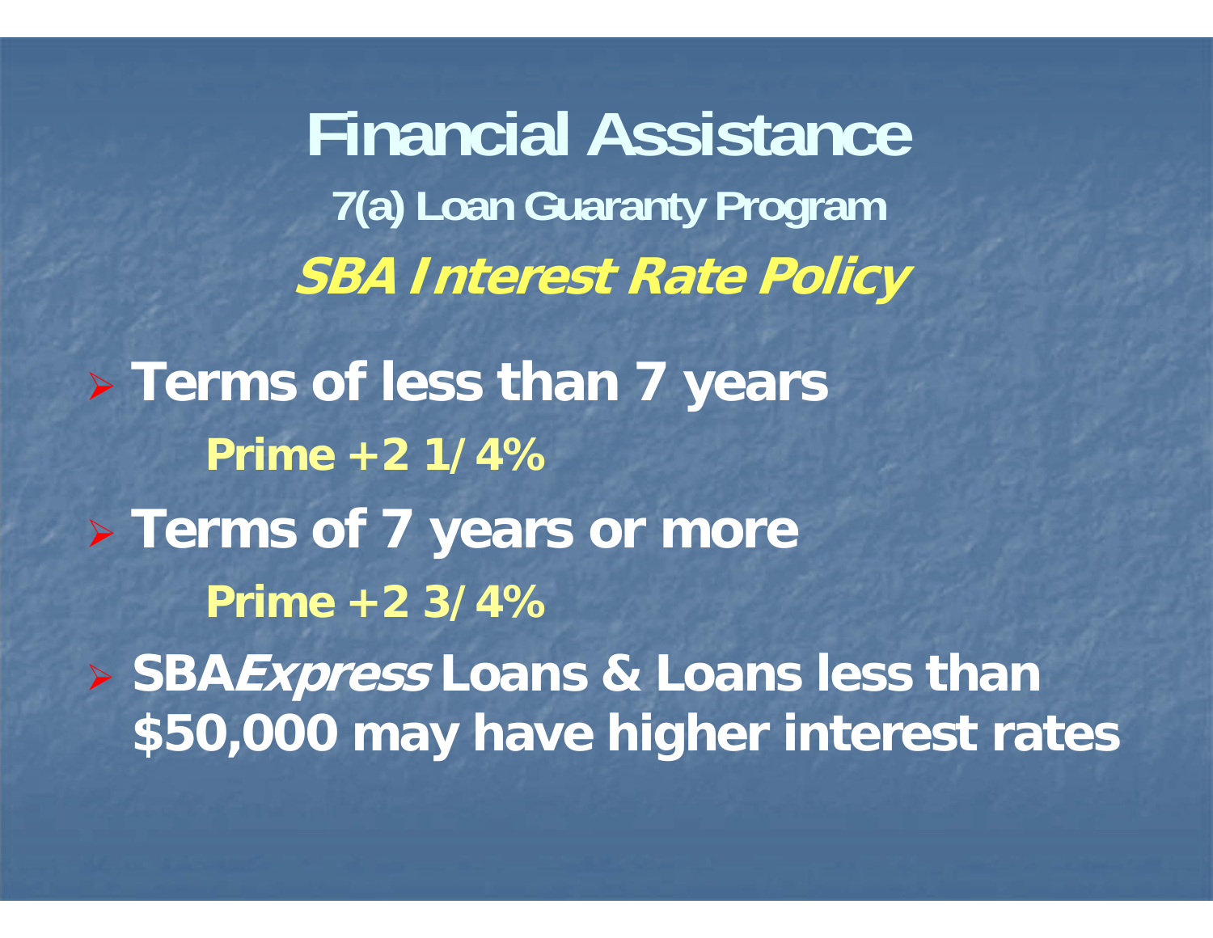# Financial Assistance

## 7(a) Loan Guaranty Program

### *SBA Interest Rate Policy*

- **Terms of less than 7 years**

  **Prime +2 1/4%**

- **Terms of 7 years or more**

  **Prime +2 3/4%**

- **SBA*Express* Loans & Loans less than $50,000 may have higher interest rates**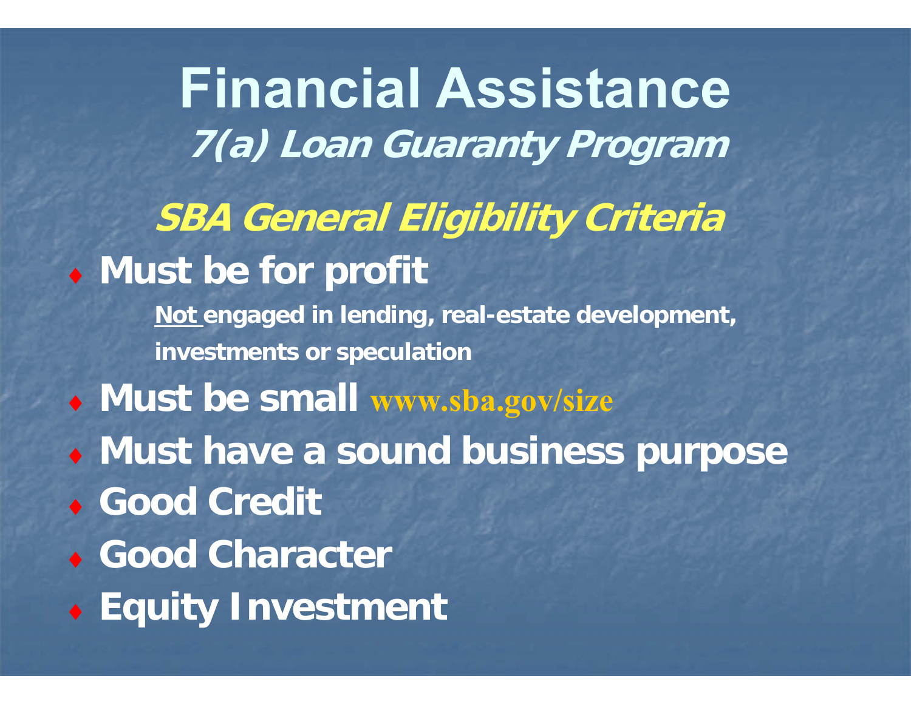# Financial Assistance

## *7(a) Loan Guaranty Program*

### *SBA General Eligibility Criteria*

- **Must be for profit**
  - <u>Not</u> engaged in lending, real-estate development, investments or speculation
- **Must be small** www.sba.gov/size
- **Must have a sound business purpose**
- **Good Credit**
- **Good Character**
- **Equity Investment**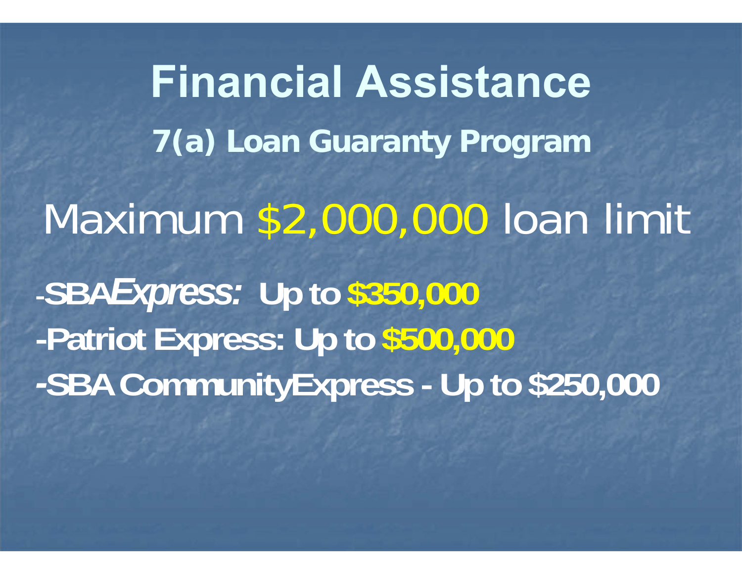# Financial Assistance

## 7(a) Loan Guaranty Program

Maximum $2,000,000 loan limit

**-SBA*Express:* Up to $350,000**

**-Patriot Express: Up to $500,000**

**-SBA CommunityExpress - Up to $250,000**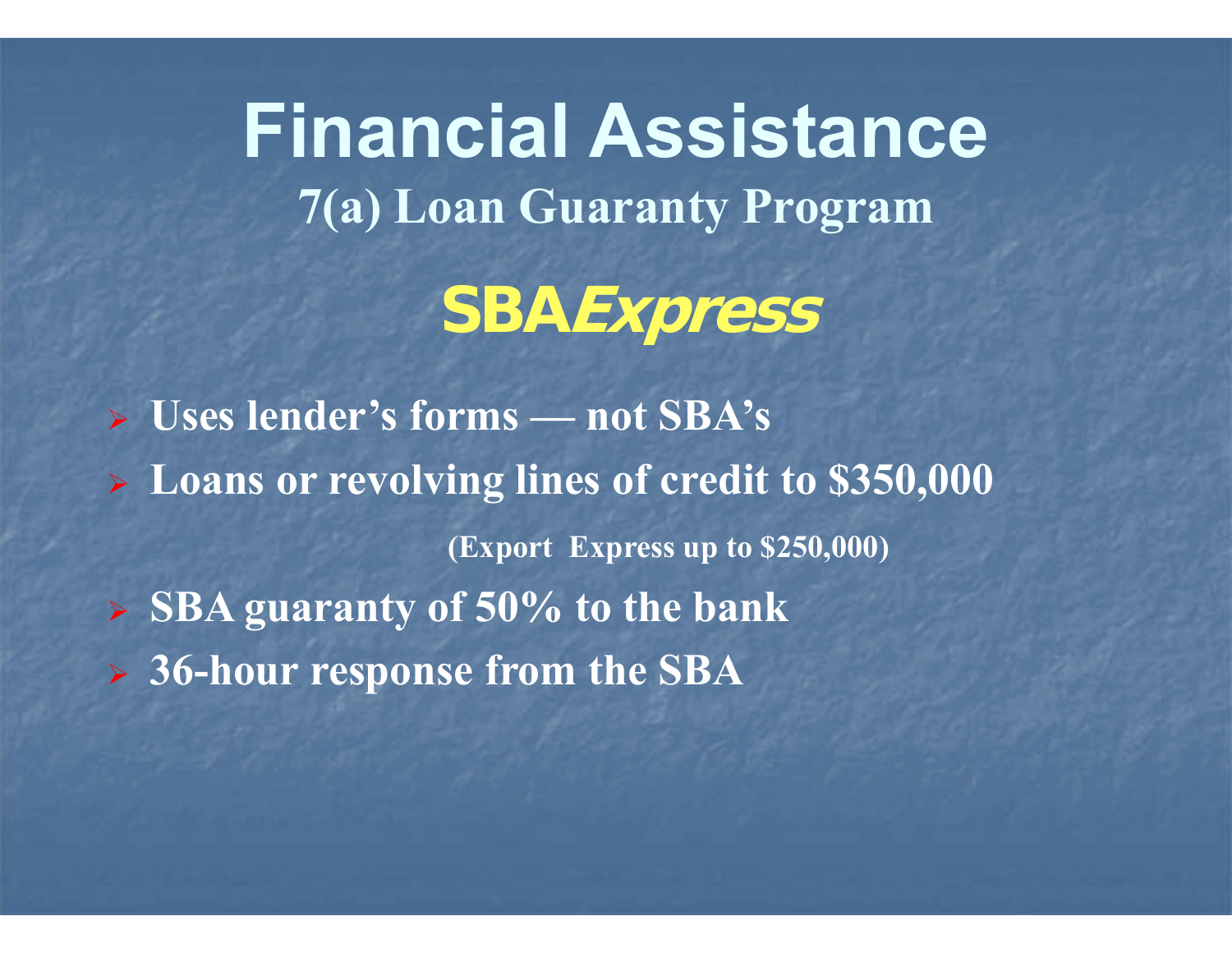# Financial Assistance

## 7(a) Loan Guaranty Program

## SBA*Express*

- **Uses lender's forms — not SBA's**
- **Loans or revolving lines of credit to $350,000**

  **(Export Express up to $250,000)**
- **SBA guaranty of 50% to the bank**
- **36-hour response from the SBA**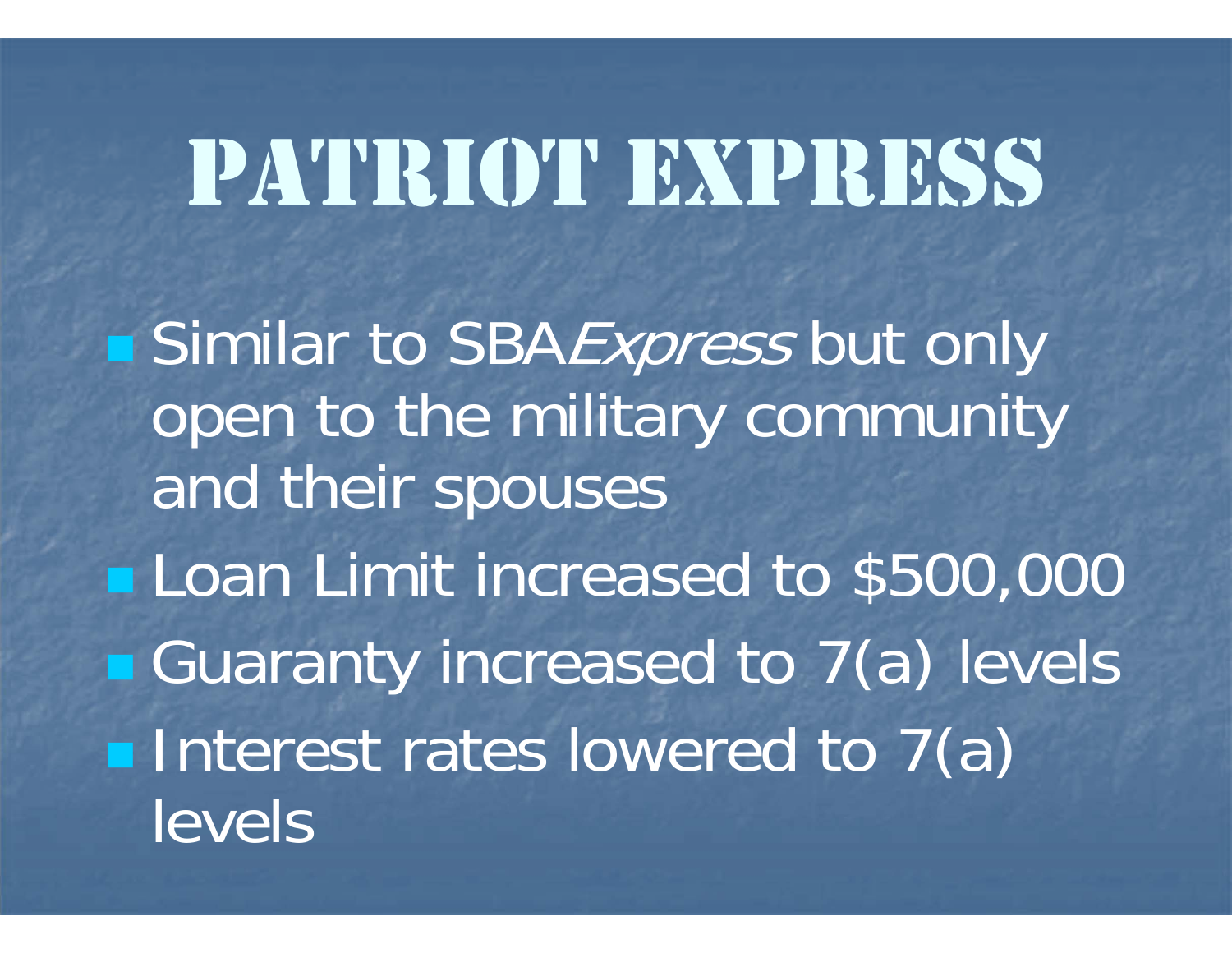# Patriot Express

- Similar to SBA*Express* but only open to the military community and their spouses
- Loan Limit increased to $500,000
- Guaranty increased to 7(a) levels
- Interest rates lowered to 7(a) levels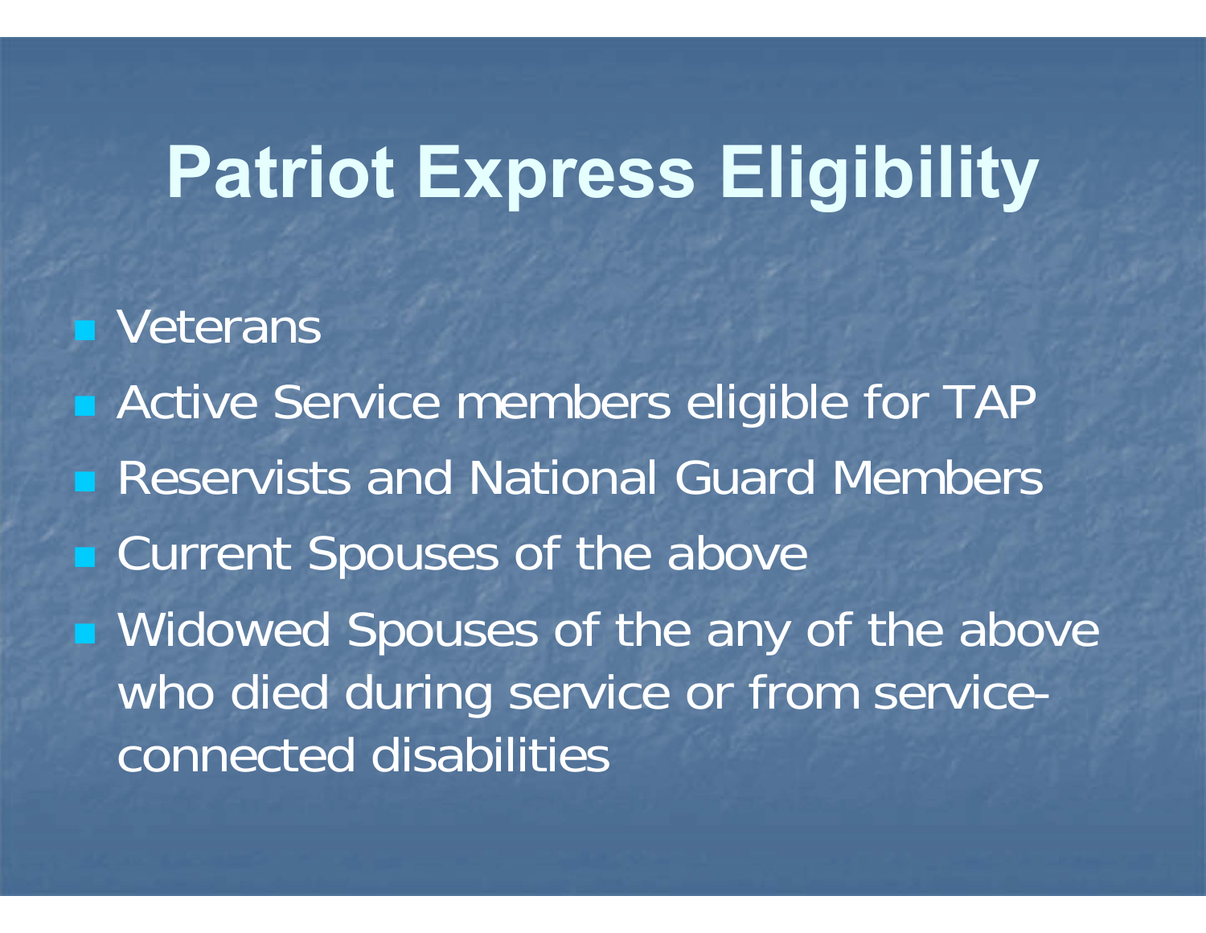# Patriot Express Eligibility

- Veterans
- Active Service members eligible for TAP
- Reservists and National Guard Members
- Current Spouses of the above
- Widowed Spouses of the any of the above who died during service or from service-connected disabilities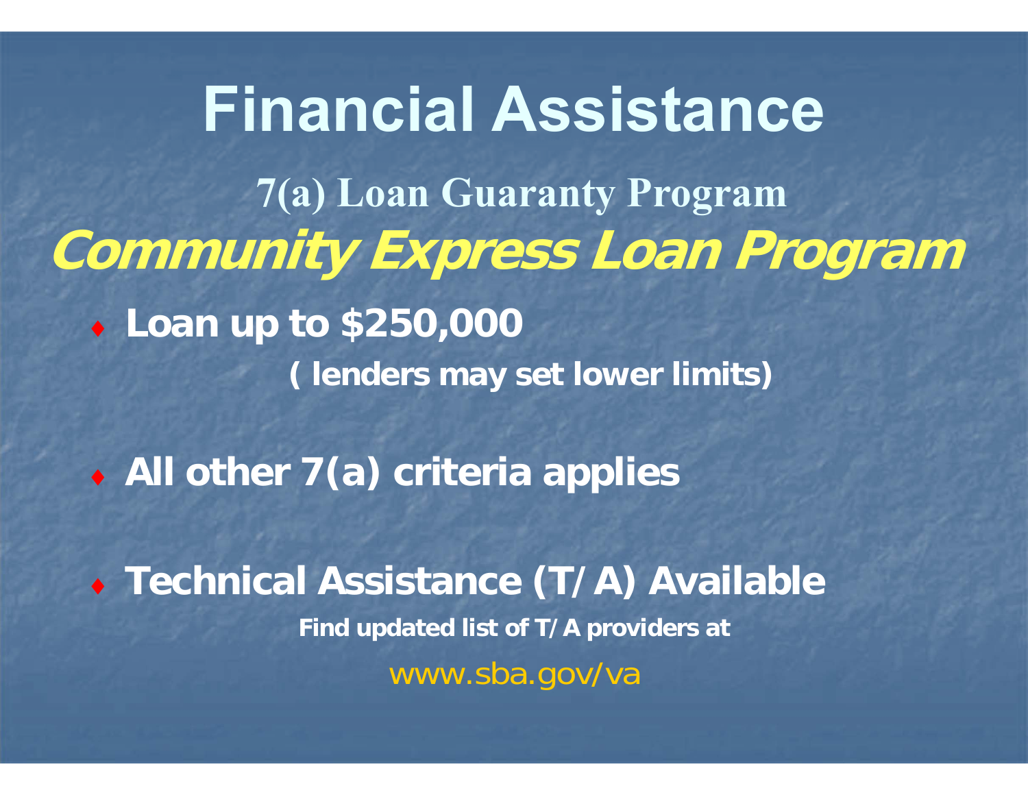# Financial Assistance

## 7(a) Loan Guaranty Program

## *Community Express Loan Program*

- **Loan up to $250,000**

  **( lenders may set lower limits)**

- **All other 7(a) criteria applies**

- **Technical Assistance (T/A) Available**

  **Find updated list of T/A providers at**

  www.sba.gov/va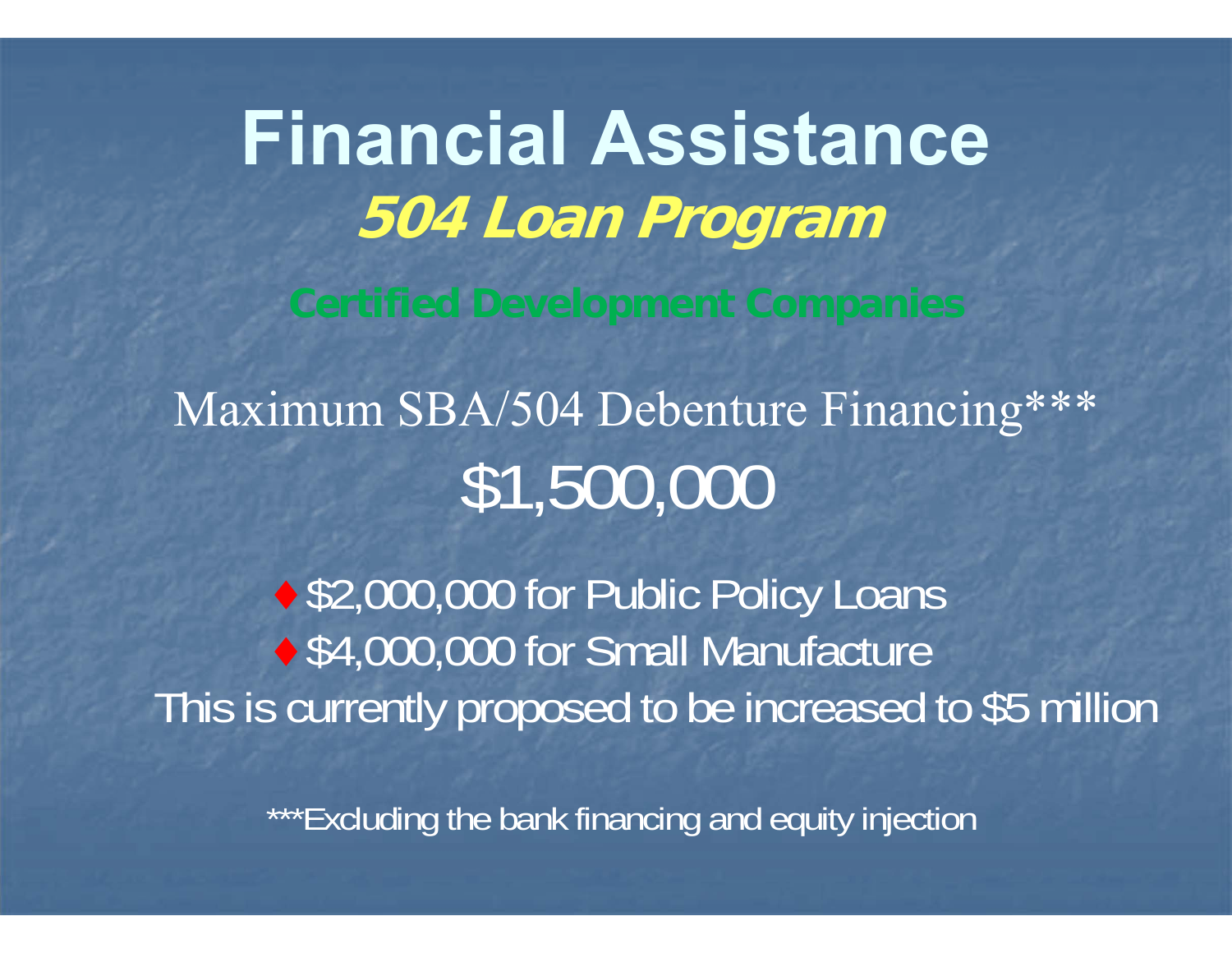# Financial Assistance

## *504 Loan Program*

**Certified Development Companies**

Maximum SBA/504 Debenture Financing***

$1,500,000

- $2,000,000 for Public Policy Loans
- $4,000,000 for Small Manufacture

This is currently proposed to be increased to $5 million

***Excluding the bank financing and equity injection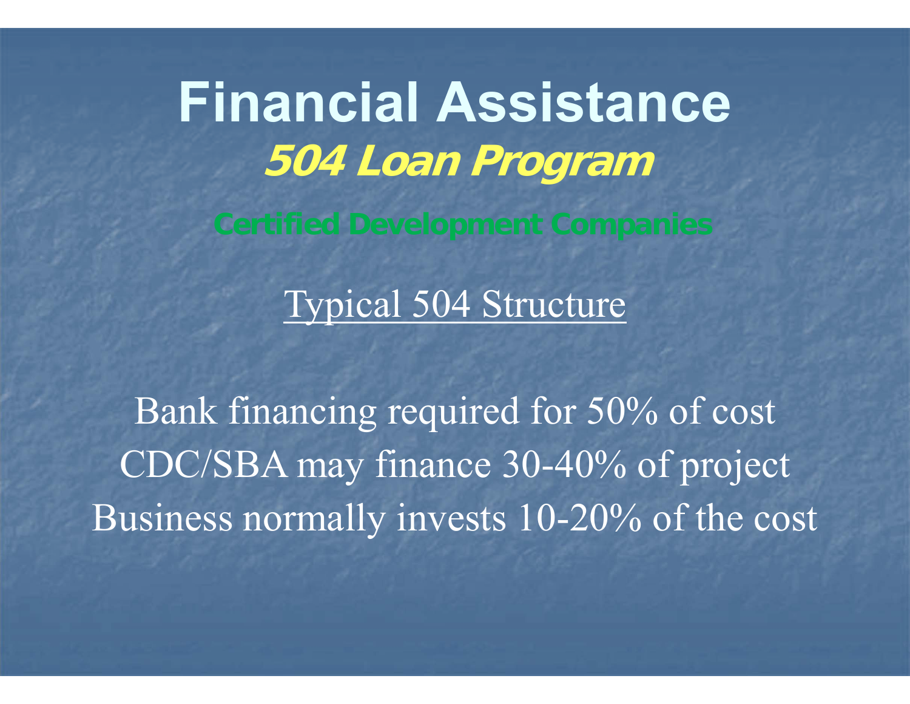# Financial Assistance

## *504 Loan Program*

**Certified Development Companies**

Typical 504 Structure

Bank financing required for 50% of cost
CDC/SBA may finance 30-40% of project
Business normally invests 10-20% of the cost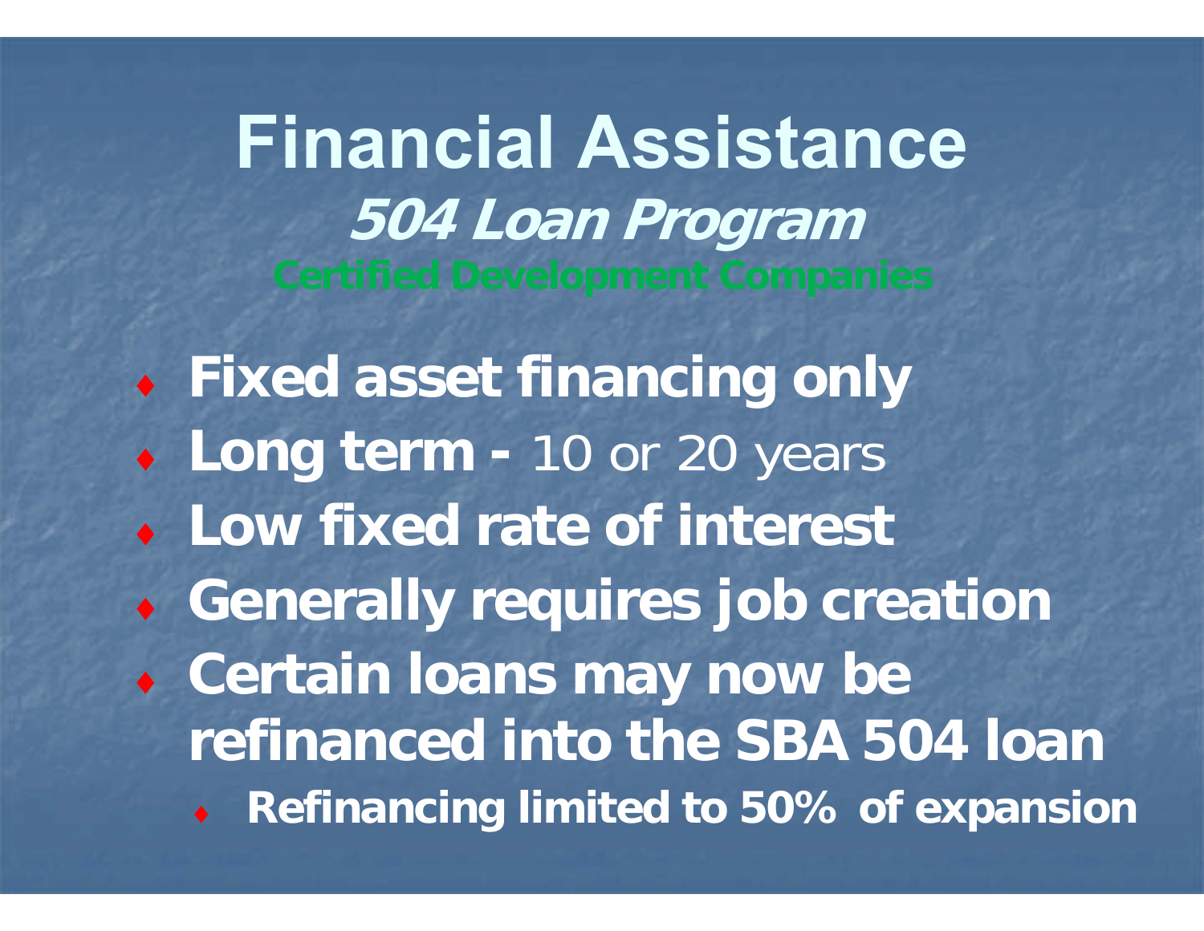# Financial Assistance

## *504 Loan Program*

### Certified Development Companies

- **Fixed asset financing only**
- **Long term -** 10 or 20 years
- **Low fixed rate of interest**
- **Generally requires job creation**
- **Certain loans may now be refinanced into the SBA 504 loan**
  - **Refinancing limited to 50% of expansion**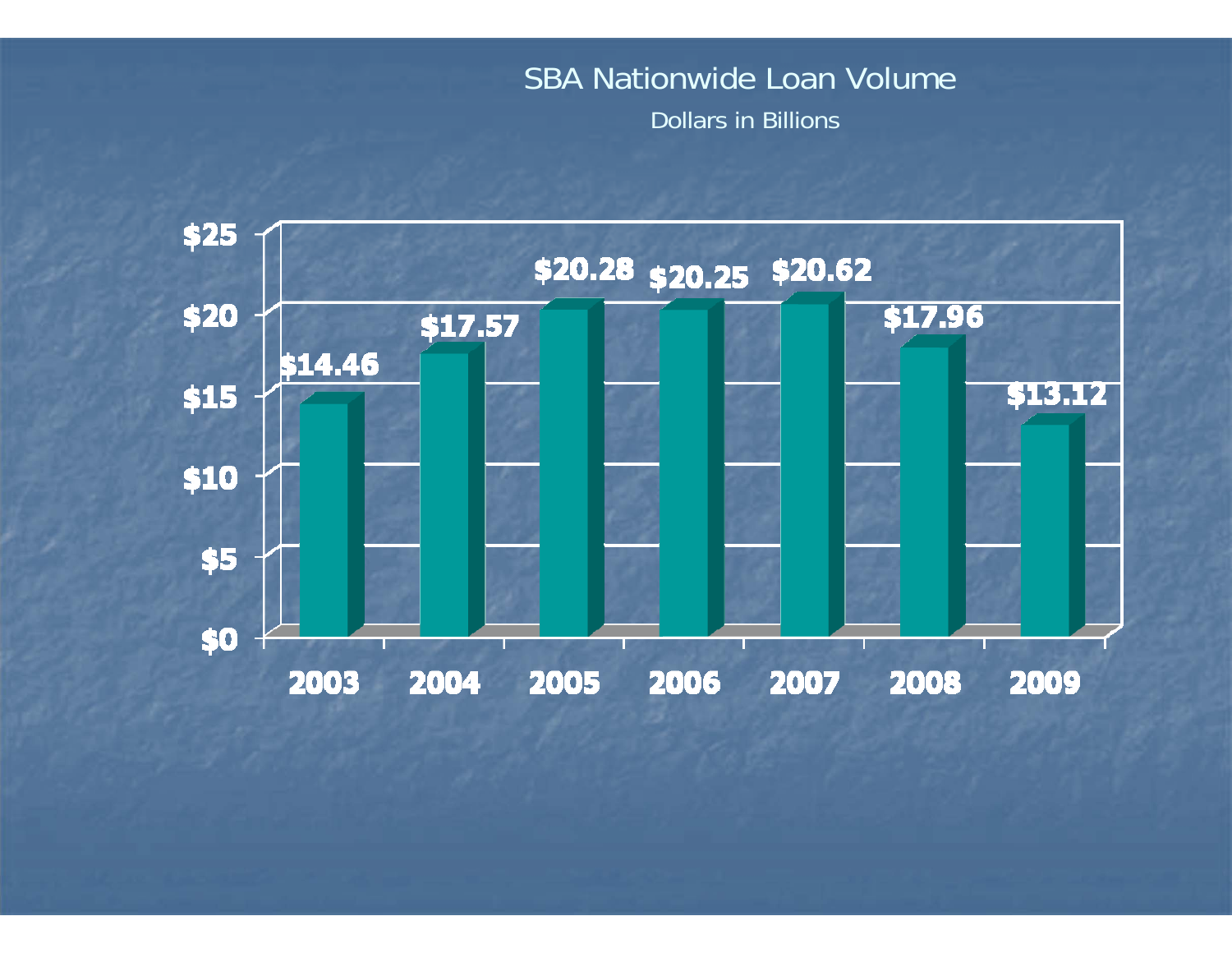# SBA Nationwide Loan Volume

Dollars in Billions

| Year | Loan Volume |
| --- | --- |
| 2003 | $14.46 |
| 2004 | $17.57 |
| 2005 | $20.28 |
| 2006 | $20.25 |
| 2007 | $20.62 |
| 2008 | $17.96 |
| 2009 | $13.12 |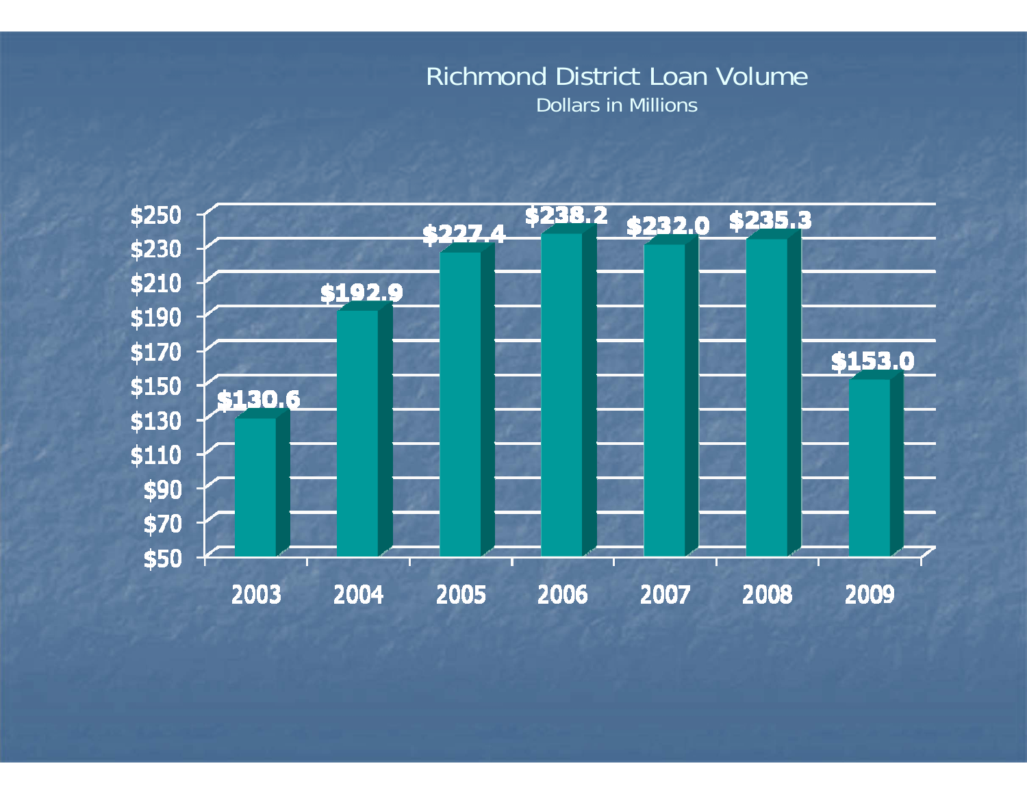## Richmond District Loan Volume

Dollars in Millions

| Year | Loan Volume |
|---|---|
| 2003 | $130.6 |
| 2004 | $192.9 |
| 2005 | $227.4 |
| 2006 | $238.2 |
| 2007 | $232.0 |
| 2008 | $235.3 |
| 2009 | $153.0 |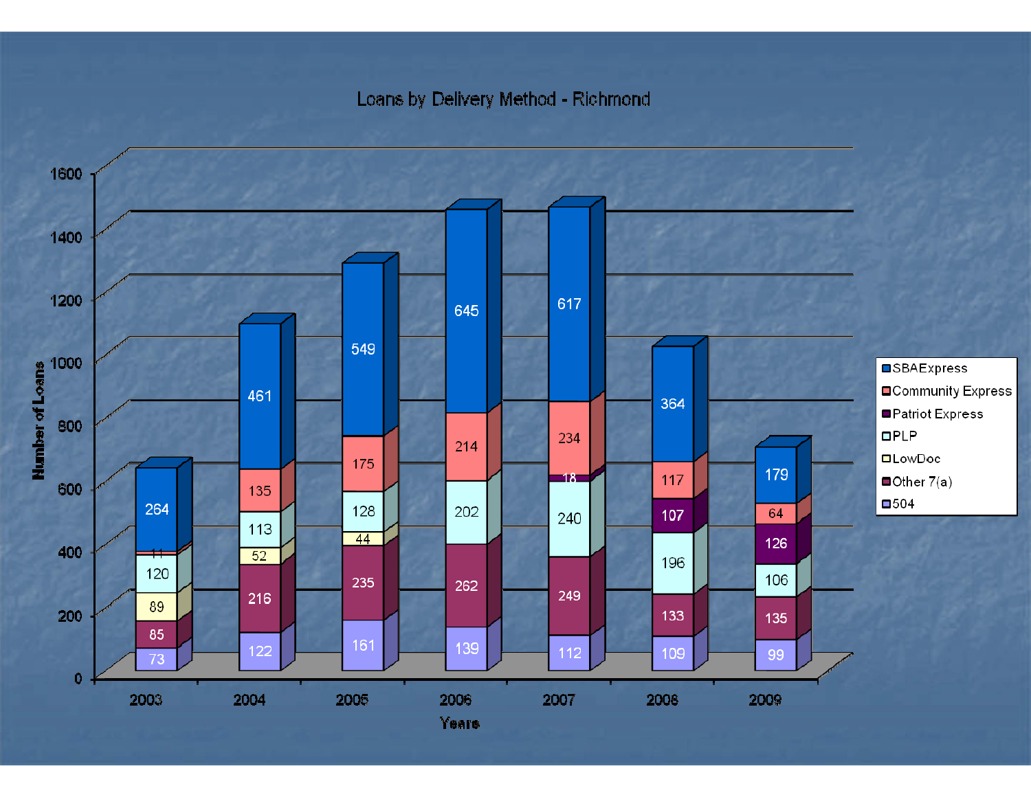# Loans by Delivery Method - Richmond

| Years | 504 | Other 7(a) | LowDoc | PLP | Patriot Express | Community Express | SBAExpress |
|---|---|---|---|---|---|---|---|
| 2003 | 73 | 85 | 89 | 120 | | 11 | 264 |
| 2004 | 122 | 216 | 52 | 113 | | 135 | 461 |
| 2005 | 161 | 235 | 44 | 128 | | 175 | 549 |
| 2006 | 139 | 262 | | 202 | | 214 | 645 |
| 2007 | 112 | 249 | | 240 | 18 | 234 | 617 |
| 2008 | 109 | 133 | | 196 | 107 | 117 | 364 |
| 2009 | 99 | 135 | | 106 | 126 | 64 | 179 |

Number of Loans (y-axis: 0–1600); Years (x-axis)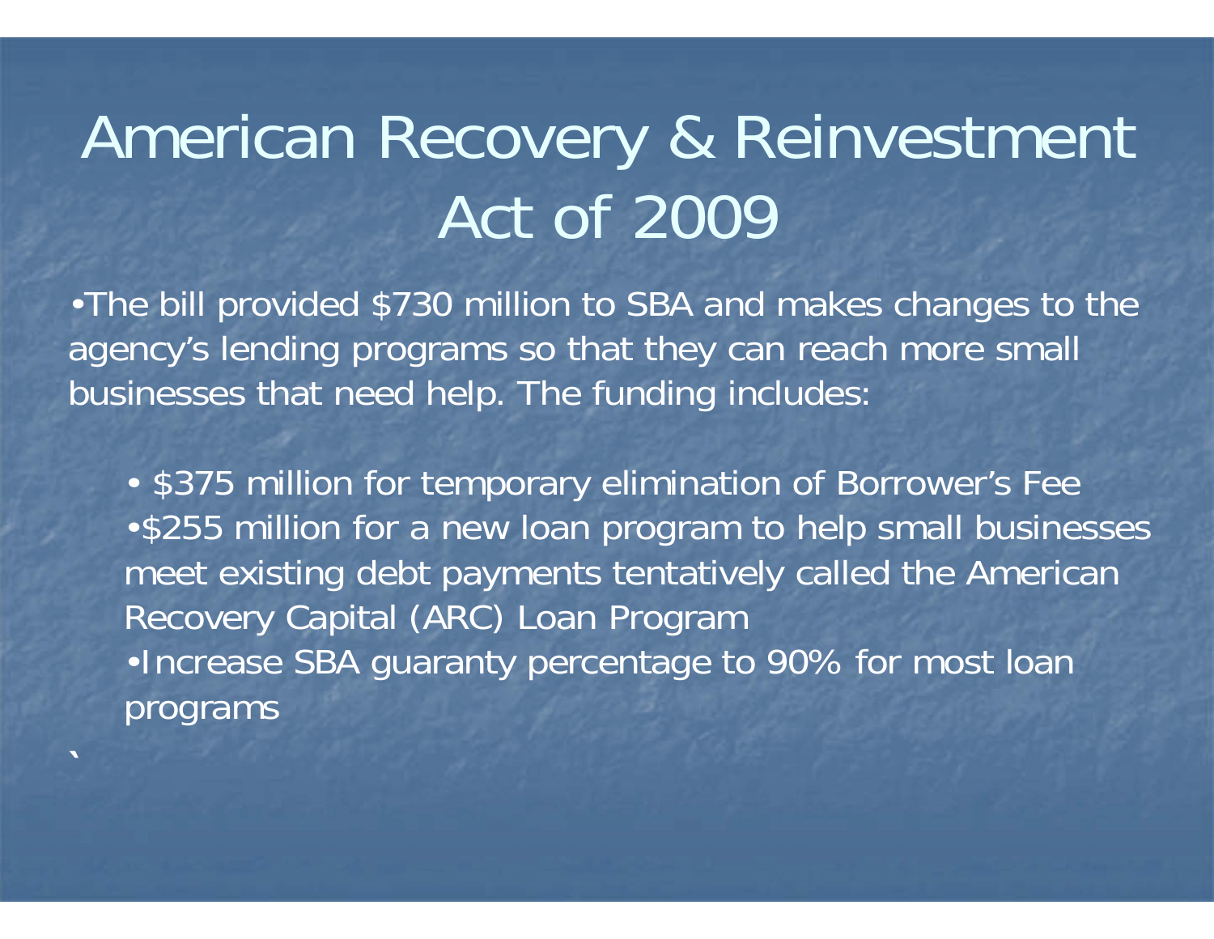# American Recovery & Reinvestment Act of 2009

- The bill provided $730 million to SBA and makes changes to the agency's lending programs so that they can reach more small businesses that need help. The funding includes:
  - $375 million for temporary elimination of Borrower's Fee
  - $255 million for a new loan program to help small businesses meet existing debt payments tentatively called the American Recovery Capital (ARC) Loan Program
  - Increase SBA guaranty percentage to 90% for most loan programs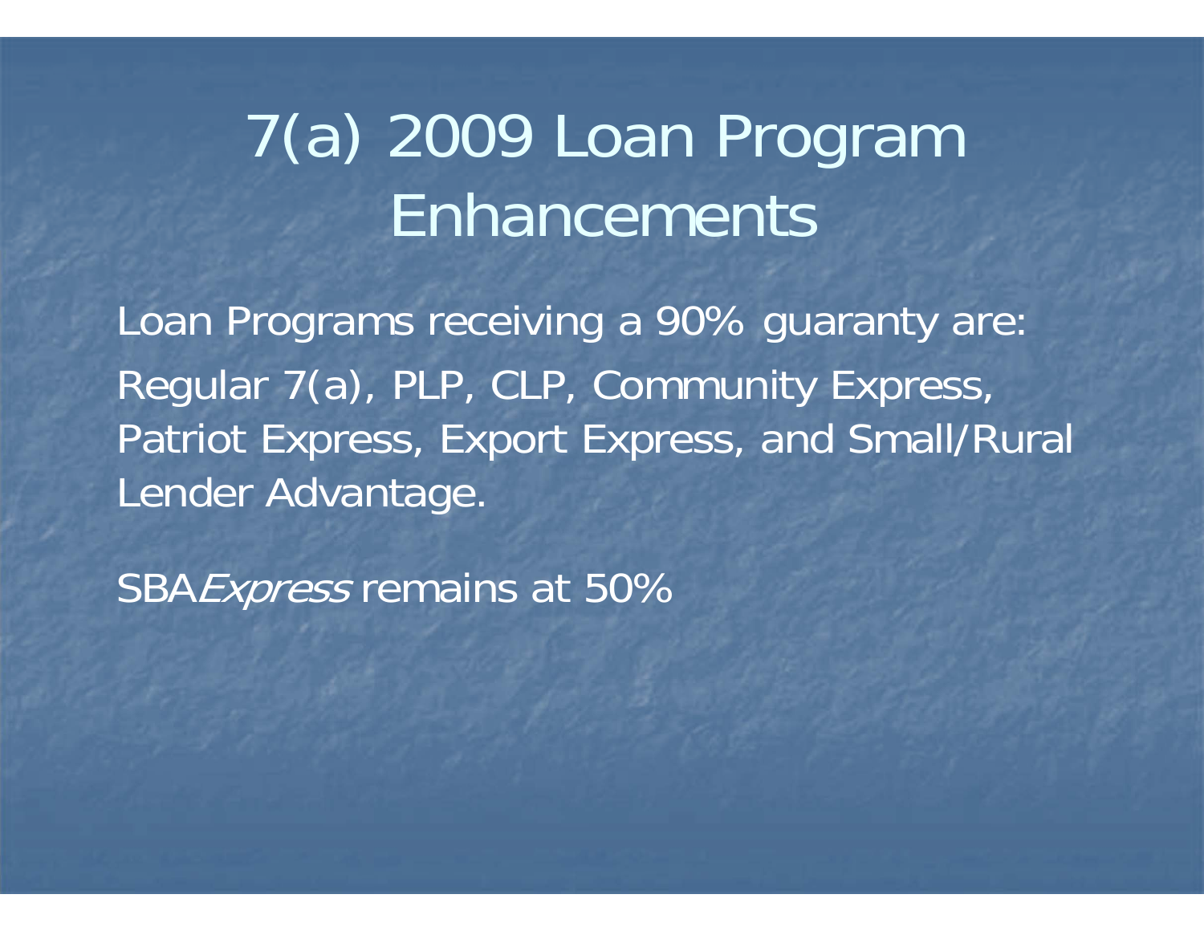# 7(a) 2009 Loan Program Enhancements

Loan Programs receiving a 90% guaranty are:
Regular 7(a), PLP, CLP, Community Express, Patriot Express, Export Express, and Small/Rural Lender Advantage.

SBA*Express* remains at 50%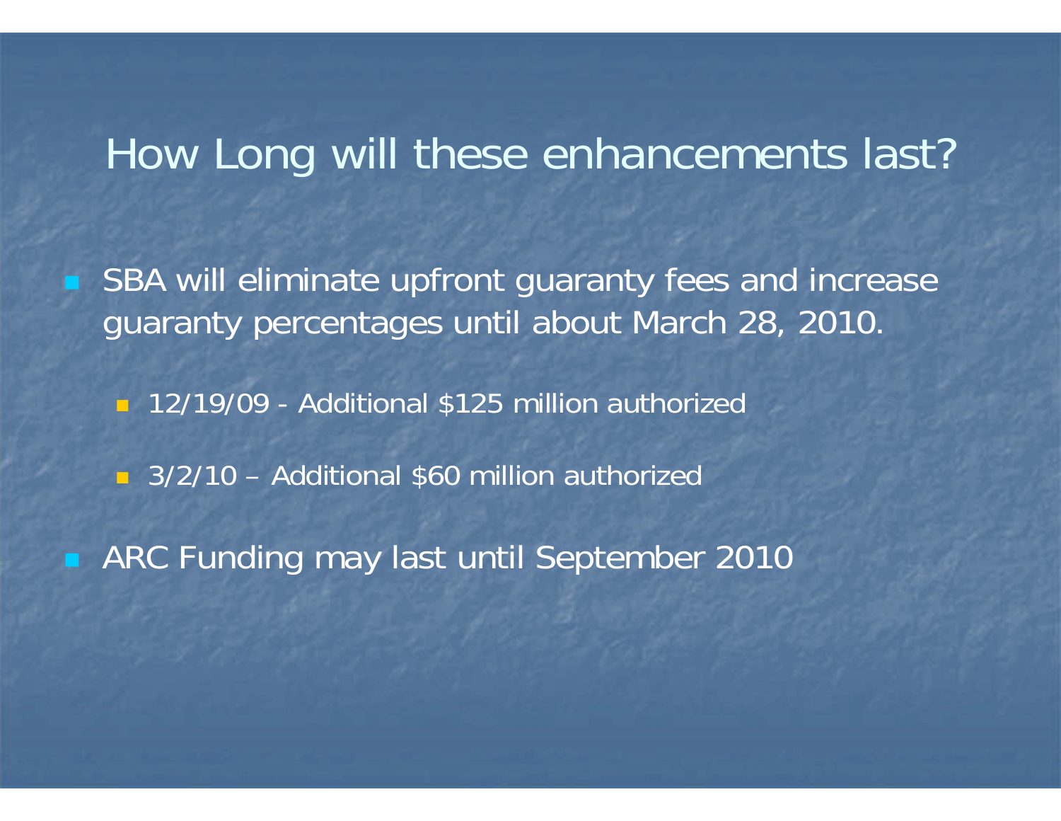# How Long will these enhancements last?

- SBA will eliminate upfront guaranty fees and increase guaranty percentages until about March 28, 2010.
  - 12/19/09 - Additional $125 million authorized
  - 3/2/10 – Additional $60 million authorized
- ARC Funding may last until September 2010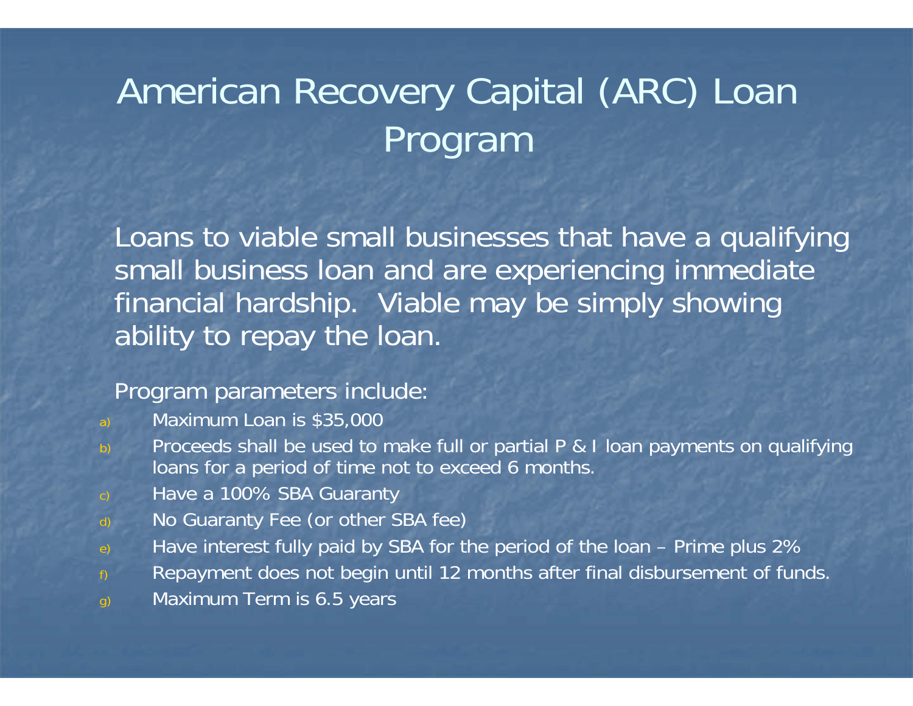# American Recovery Capital (ARC) Loan Program

Loans to viable small businesses that have a qualifying small business loan and are experiencing immediate financial hardship. Viable may be simply showing ability to repay the loan.

Program parameters include:

a) Maximum Loan is $35,000
b) Proceeds shall be used to make full or partial P & I loan payments on qualifying loans for a period of time not to exceed 6 months.
c) Have a 100% SBA Guaranty
d) No Guaranty Fee (or other SBA fee)
e) Have interest fully paid by SBA for the period of the loan – Prime plus 2%
f) Repayment does not begin until 12 months after final disbursement of funds.
g) Maximum Term is 6.5 years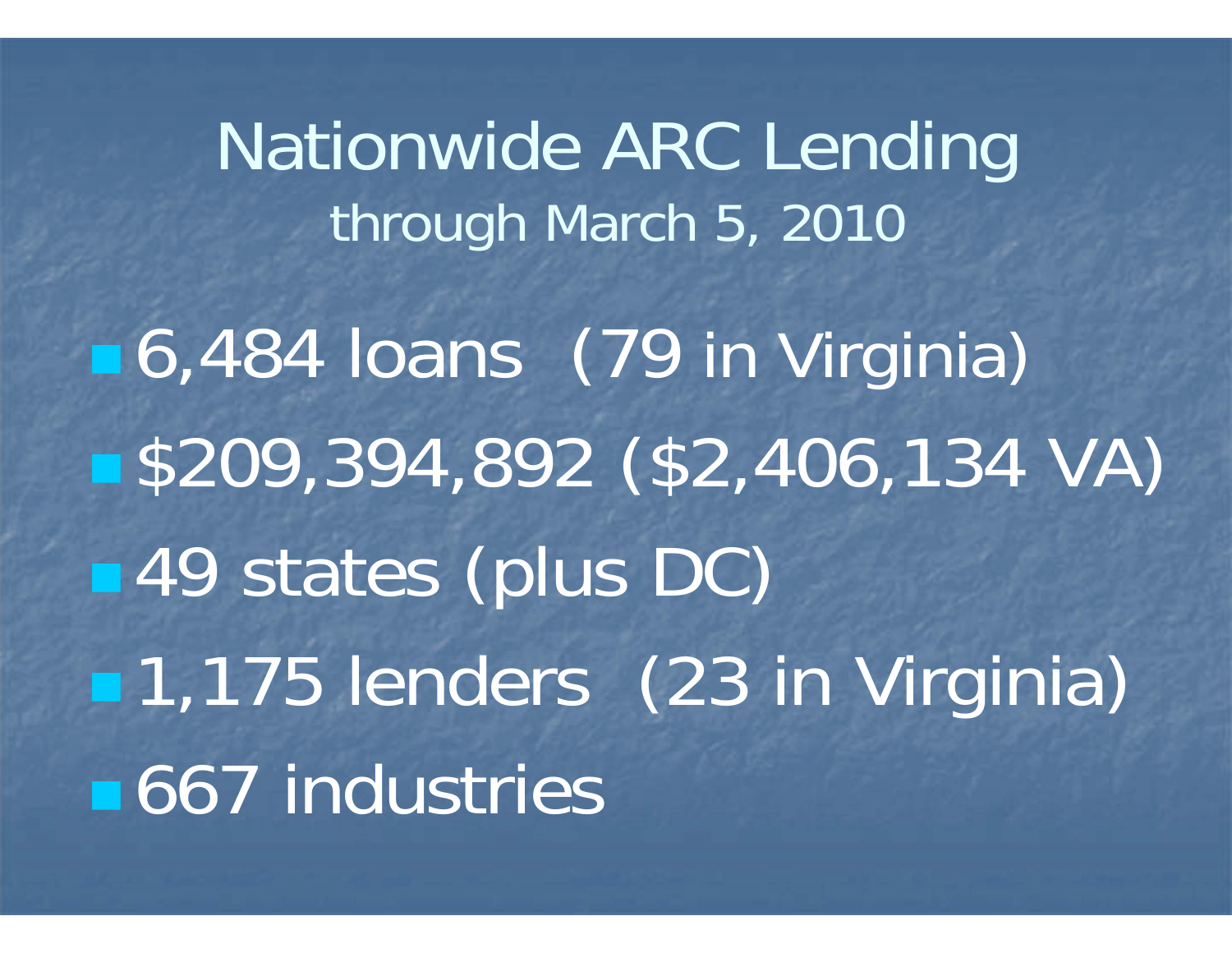# Nationwide ARC Lending

## through March 5, 2010

- 6,484 loans (79 in Virginia)
- $209,394,892 ($2,406,134 VA)
- 49 states (plus DC)
- 1,175 lenders (23 in Virginia)
- 667 industries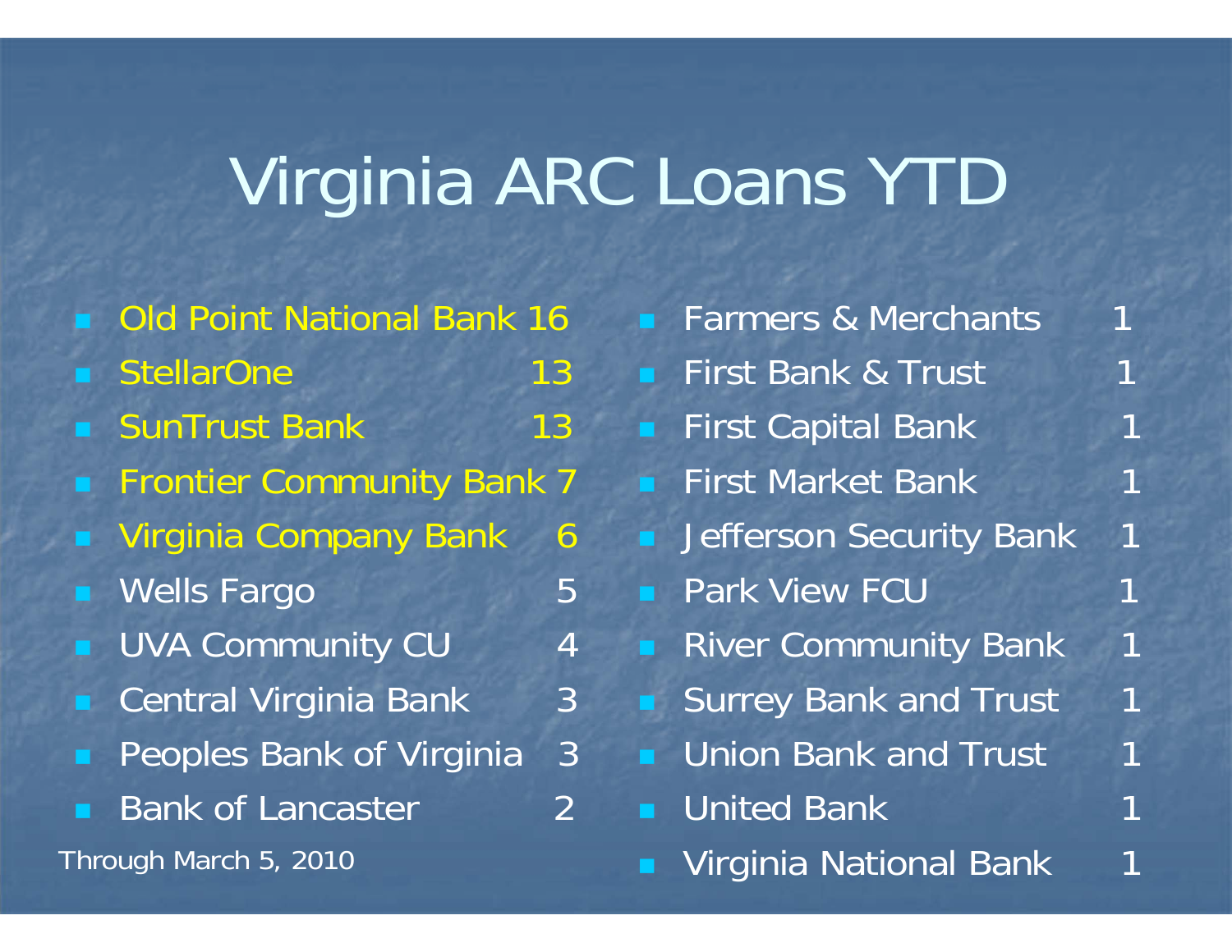# Virginia ARC Loans YTD

- Old Point National Bank 16
- StellarOne 13
- SunTrust Bank 13
- Frontier Community Bank 7
- Virginia Company Bank 6
- Wells Fargo 5
- UVA Community CU 4
- Central Virginia Bank 3
- Peoples Bank of Virginia 3
- Bank of Lancaster 2

Through March 5, 2010

- Farmers & Merchants 1
- First Bank & Trust 1
- First Capital Bank 1
- First Market Bank 1
- Jefferson Security Bank 1
- Park View FCU 1
- River Community Bank 1
- Surrey Bank and Trust 1
- Union Bank and Trust 1
- United Bank 1
- Virginia National Bank 1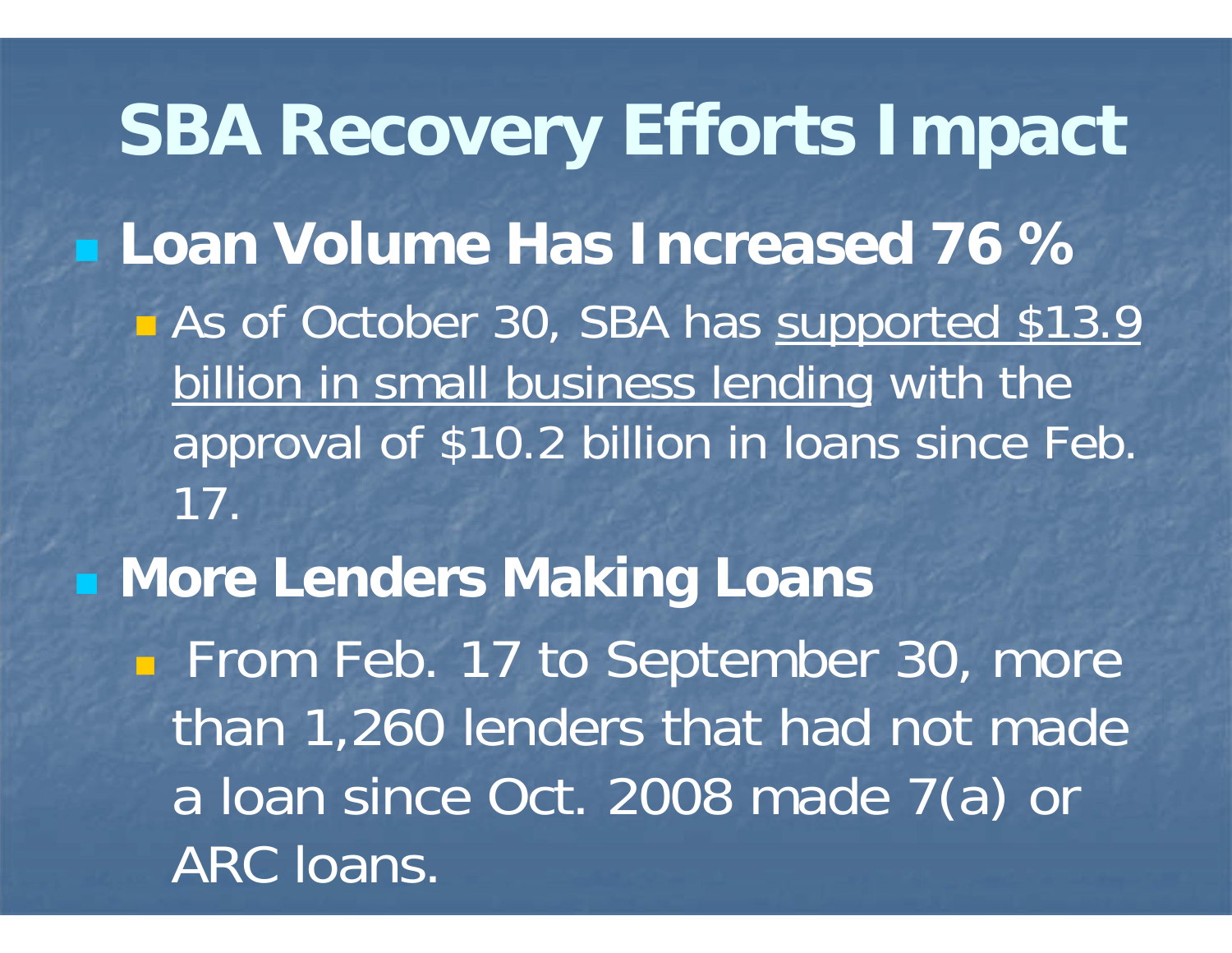# SBA Recovery Efforts Impact

- **Loan Volume Has Increased 76 %**
  - As of October 30, SBA has <u>supported $13.9 billion in small business lending</u> with the approval of $10.2 billion in loans since Feb. 17.
- **More Lenders Making Loans**
  - From Feb. 17 to September 30, more than 1,260 lenders that had not made a loan since Oct. 2008 made 7(a) or ARC loans.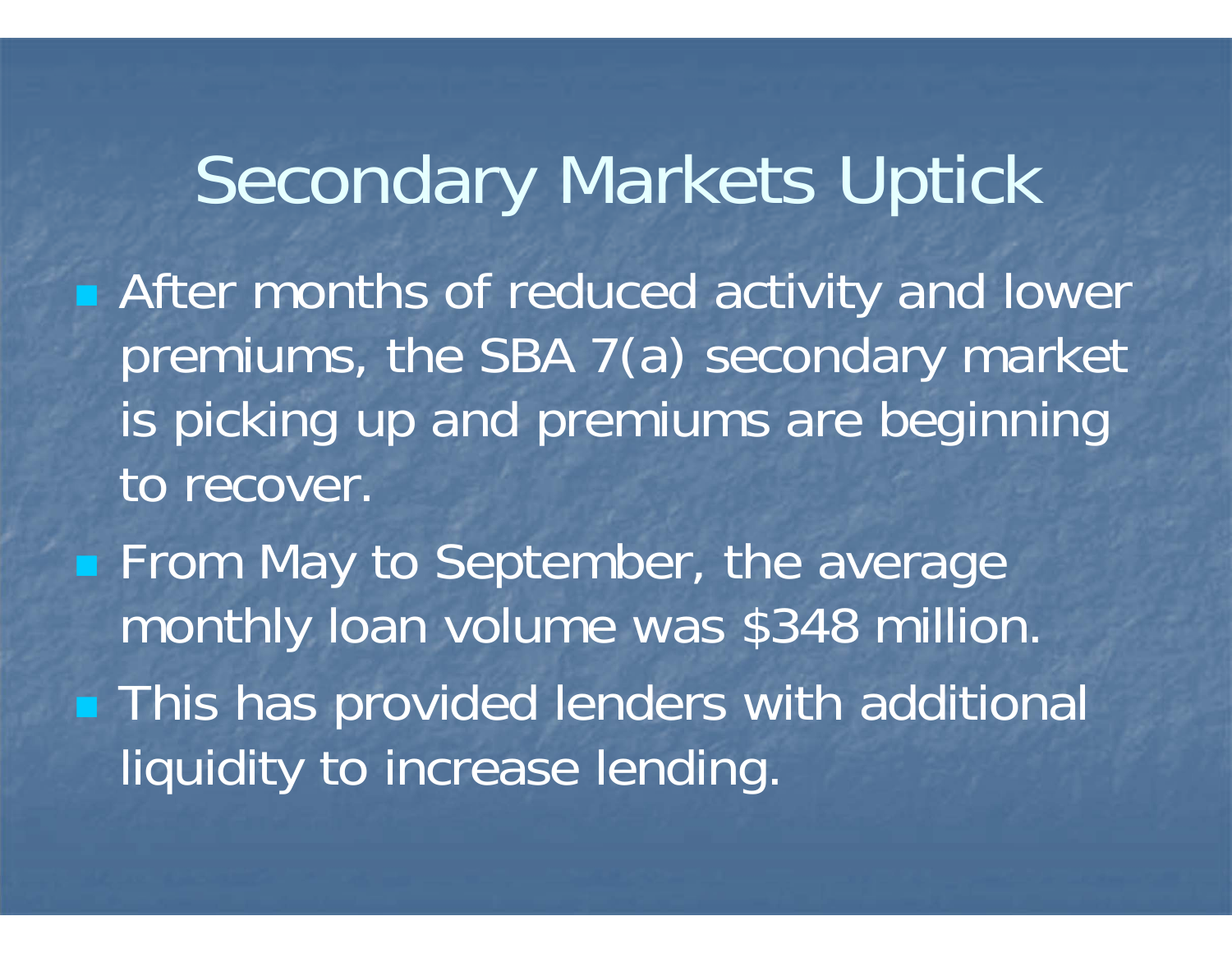# Secondary Markets Uptick

- After months of reduced activity and lower premiums, the SBA 7(a) secondary market is picking up and premiums are beginning to recover.
- From May to September, the average monthly loan volume was $348 million.
- This has provided lenders with additional liquidity to increase lending.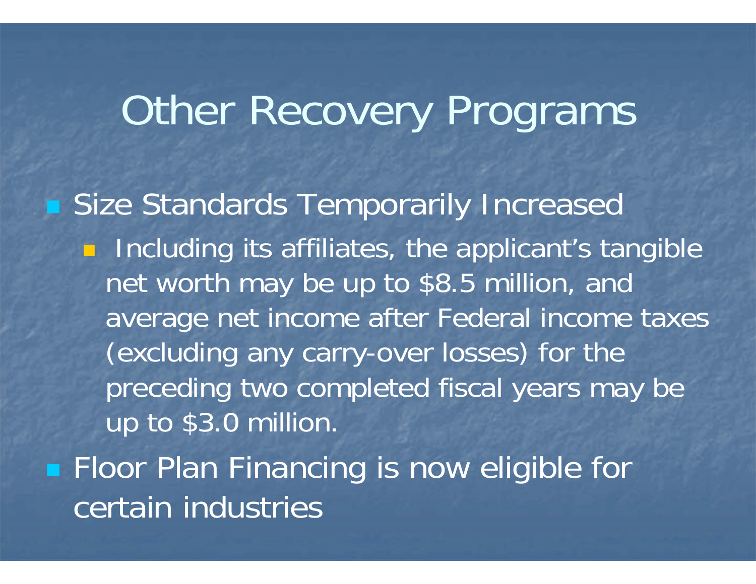# Other Recovery Programs

- Size Standards Temporarily Increased
  - Including its affiliates, the applicant's tangible net worth may be up to $8.5 million, and average net income after Federal income taxes (excluding any carry-over losses) for the preceding two completed fiscal years may be up to $3.0 million.
- Floor Plan Financing is now eligible for certain industries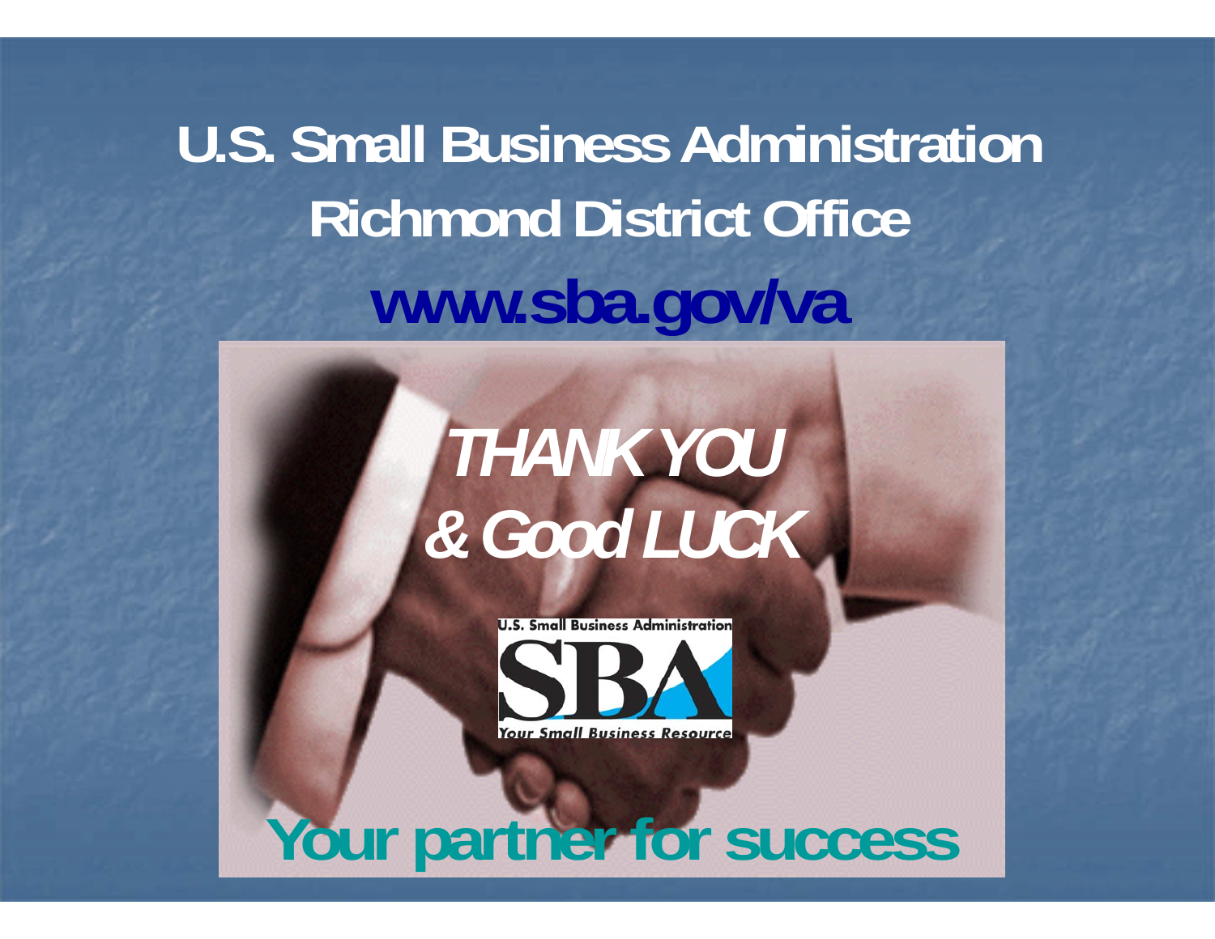# U.S. Small Business Administration
## Richmond District Office

**www.sba.gov/va**

***THANK YOU***
***& Good LUCK***

U.S. Small Business Administration
SBA
Your Small Business Resource

**Your partner for success**